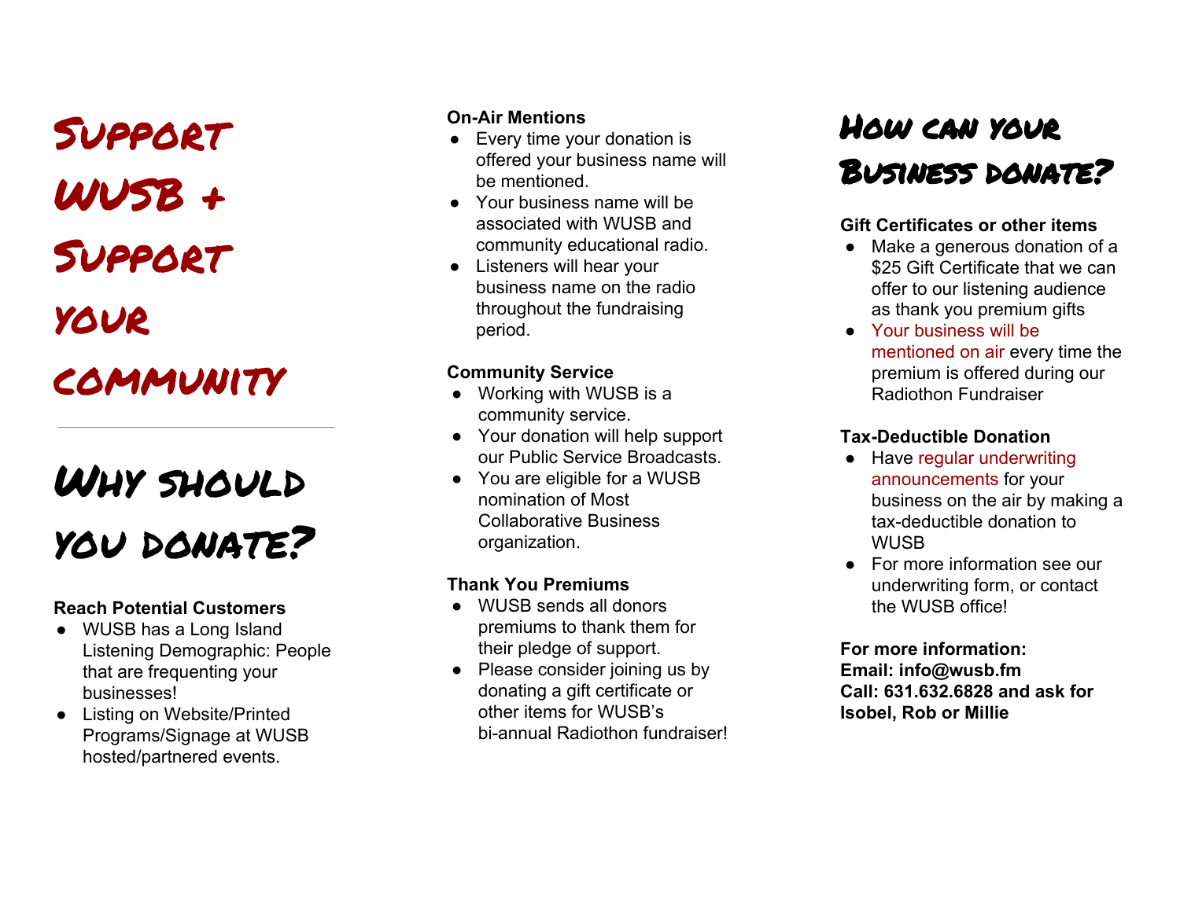# Support WUSB + Support your community

---

# Why should you donate?

**Reach Potential Customers**

- WUSB has a Long Island Listening Demographic: People that are frequenting your businesses!
- Listing on Website/Printed Programs/Signage at WUSB hosted/partnered events.

**On-Air Mentions**

- Every time your donation is offered your business name will be mentioned.
- Your business name will be associated with WUSB and community educational radio.
- Listeners will hear your business name on the radio throughout the fundraising period.

**Community Service**

- Working with WUSB is a community service.
- Your donation will help support our Public Service Broadcasts.
- You are eligible for a WUSB nomination of Most Collaborative Business organization.

**Thank You Premiums**

- WUSB sends all donors premiums to thank them for their pledge of support.
- Please consider joining us by donating a gift certificate or other items for WUSB's bi-annual Radiothon fundraiser!

# How can your Business donate?

**Gift Certificates or other items**

- Make a generous donation of a $25 Gift Certificate that we can offer to our listening audience as thank you premium gifts
- Your business will be mentioned on air every time the premium is offered during our Radiothon Fundraiser

**Tax-Deductible Donation**

- Have regular underwriting announcements for your business on the air by making a tax-deductible donation to WUSB
- For more information see our underwriting form, or contact the WUSB office!

**For more information:**
**Email: info@wusb.fm**
**Call: 631.632.6828 and ask for Isobel, Rob or Millie**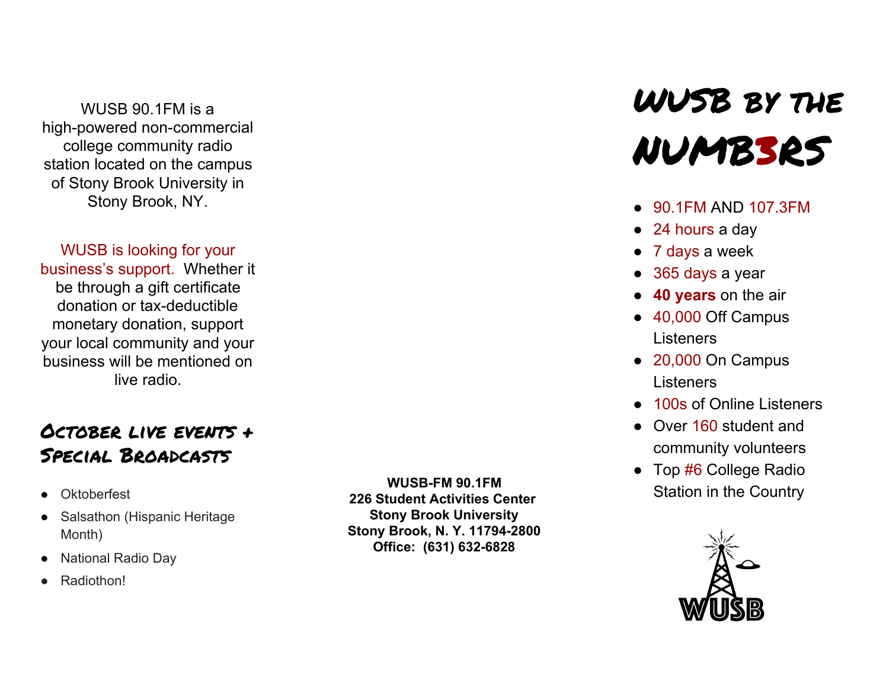WUSB 90.1FM is a high-powered non-commercial college community radio station located on the campus of Stony Brook University in Stony Brook, NY.

WUSB is looking for your business's support. Whether it be through a gift certificate donation or tax-deductible monetary donation, support your local community and your business will be mentioned on live radio.

## October live events + Special Broadcasts

- Oktoberfest
- Salsathon (Hispanic Heritage Month)
- National Radio Day
- Radiothon!

**WUSB-FM 90.1FM**
**226 Student Activities Center**
**Stony Brook University**
**Stony Brook, N. Y. 11794-2800**
**Office: (631) 632-6828**

# WUSB by the NUMB3RS

- 90.1FM AND 107.3FM
- 24 hours a day
- 7 days a week
- 365 days a year
- **40 years** on the air
- 40,000 Off Campus Listeners
- 20,000 On Campus Listeners
- 100s of Online Listeners
- Over 160 student and community volunteers
- Top #6 College Radio Station in the Country

WUSB